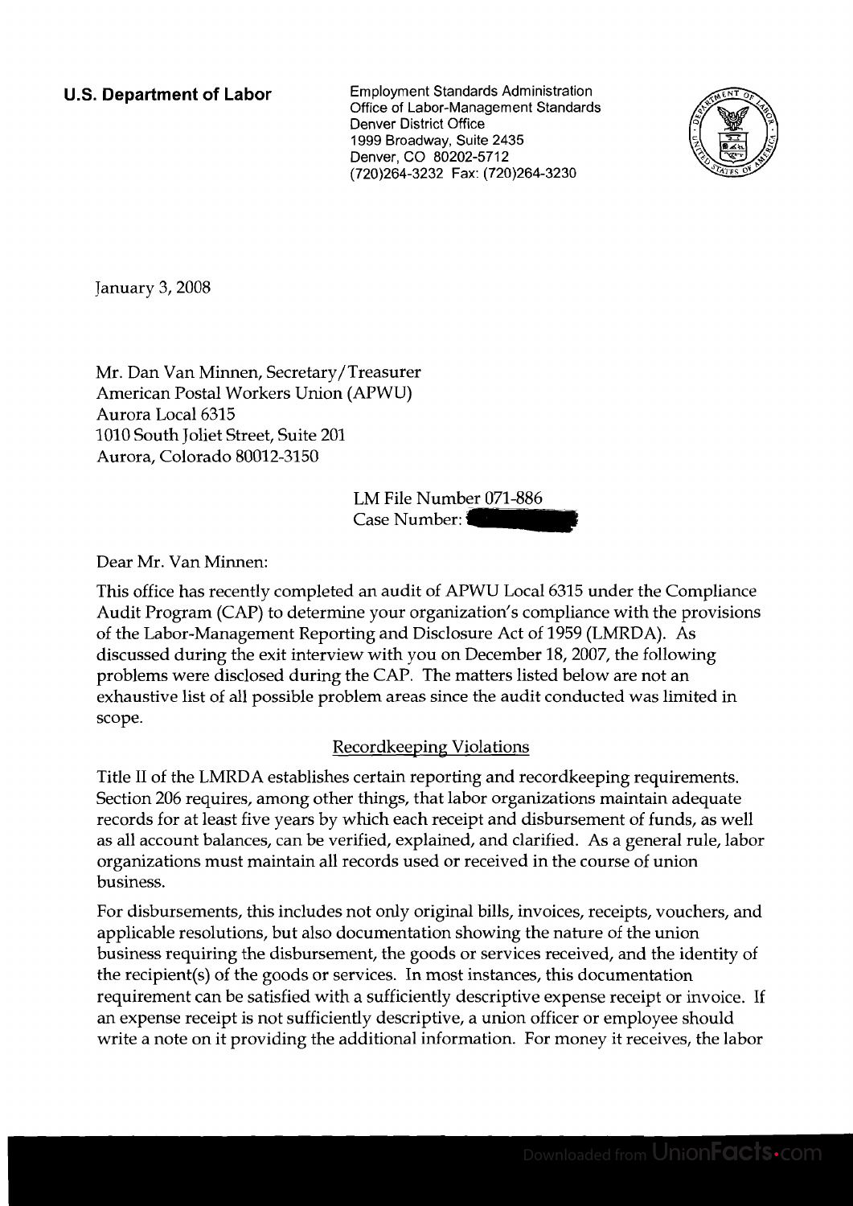**U.S. Department of Labor**

Employment Standards Administration
Office of Labor-Management Standards
Denver District Office
1999 Broadway, Suite 2435
Denver, CO 80202-5712
(720)264-3232 Fax: (720)264-3230

January 3, 2008

Mr. Dan Van Minnen, Secretary/Treasurer
American Postal Workers Union (APWU)
Aurora Local 6315
1010 South Joliet Street, Suite 201
Aurora, Colorado 80012-3150

LM File Number 071-886
Case Number:

Dear Mr. Van Minnen:

This office has recently completed an audit of APWU Local 6315 under the Compliance Audit Program (CAP) to determine your organization's compliance with the provisions of the Labor-Management Reporting and Disclosure Act of 1959 (LMRDA). As discussed during the exit interview with you on December 18, 2007, the following problems were disclosed during the CAP. The matters listed below are not an exhaustive list of all possible problem areas since the audit conducted was limited in scope.

## Recordkeeping Violations

Title II of the LMRDA establishes certain reporting and recordkeeping requirements. Section 206 requires, among other things, that labor organizations maintain adequate records for at least five years by which each receipt and disbursement of funds, as well as all account balances, can be verified, explained, and clarified. As a general rule, labor organizations must maintain all records used or received in the course of union business.

For disbursements, this includes not only original bills, invoices, receipts, vouchers, and applicable resolutions, but also documentation showing the nature of the union business requiring the disbursement, the goods or services received, and the identity of the recipient(s) of the goods or services. In most instances, this documentation requirement can be satisfied with a sufficiently descriptive expense receipt or invoice. If an expense receipt is not sufficiently descriptive, a union officer or employee should write a note on it providing the additional information. For money it receives, the labor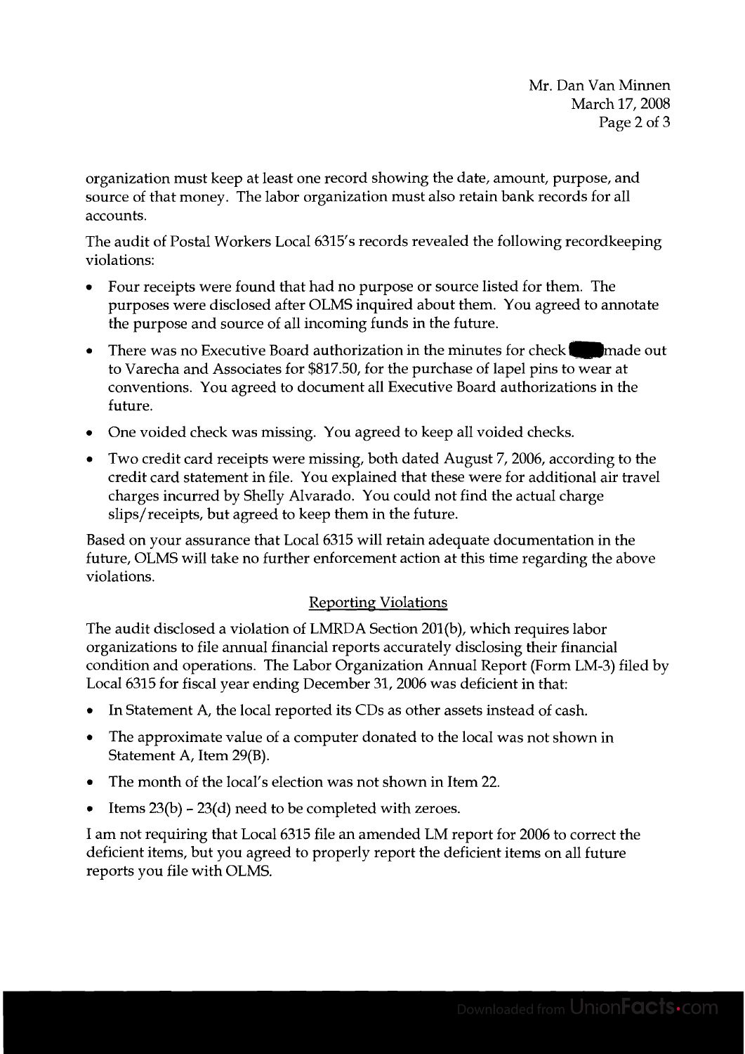organization must keep at least one record showing the date, amount, purpose, and source of that money. The labor organization must also retain bank records for all accounts.

The audit of Postal Workers Local 6315's records revealed the following recordkeeping violations:

- Four receipts were found that had no purpose or source listed for them. The purposes were disclosed after OLMS inquired about them. You agreed to annotate the purpose and source of all incoming funds in the future.
- There was no Executive Board authorization in the minutes for check ████ made out to Varecha and Associates for $817.50, for the purchase of lapel pins to wear at conventions. You agreed to document all Executive Board authorizations in the future.
- One voided check was missing. You agreed to keep all voided checks.
- Two credit card receipts were missing, both dated August 7, 2006, according to the credit card statement in file. You explained that these were for additional air travel charges incurred by Shelly Alvarado. You could not find the actual charge slips/receipts, but agreed to keep them in the future.

Based on your assurance that Local 6315 will retain adequate documentation in the future, OLMS will take no further enforcement action at this time regarding the above violations.

## Reporting Violations

The audit disclosed a violation of LMRDA Section 201(b), which requires labor organizations to file annual financial reports accurately disclosing their financial condition and operations. The Labor Organization Annual Report (Form LM-3) filed by Local 6315 for fiscal year ending December 31, 2006 was deficient in that:

- In Statement A, the local reported its CDs as other assets instead of cash.
- The approximate value of a computer donated to the local was not shown in Statement A, Item 29(B).
- The month of the local's election was not shown in Item 22.
- Items 23(b) - 23(d) need to be completed with zeroes.

I am not requiring that Local 6315 file an amended LM report for 2006 to correct the deficient items, but you agreed to properly report the deficient items on all future reports you file with OLMS.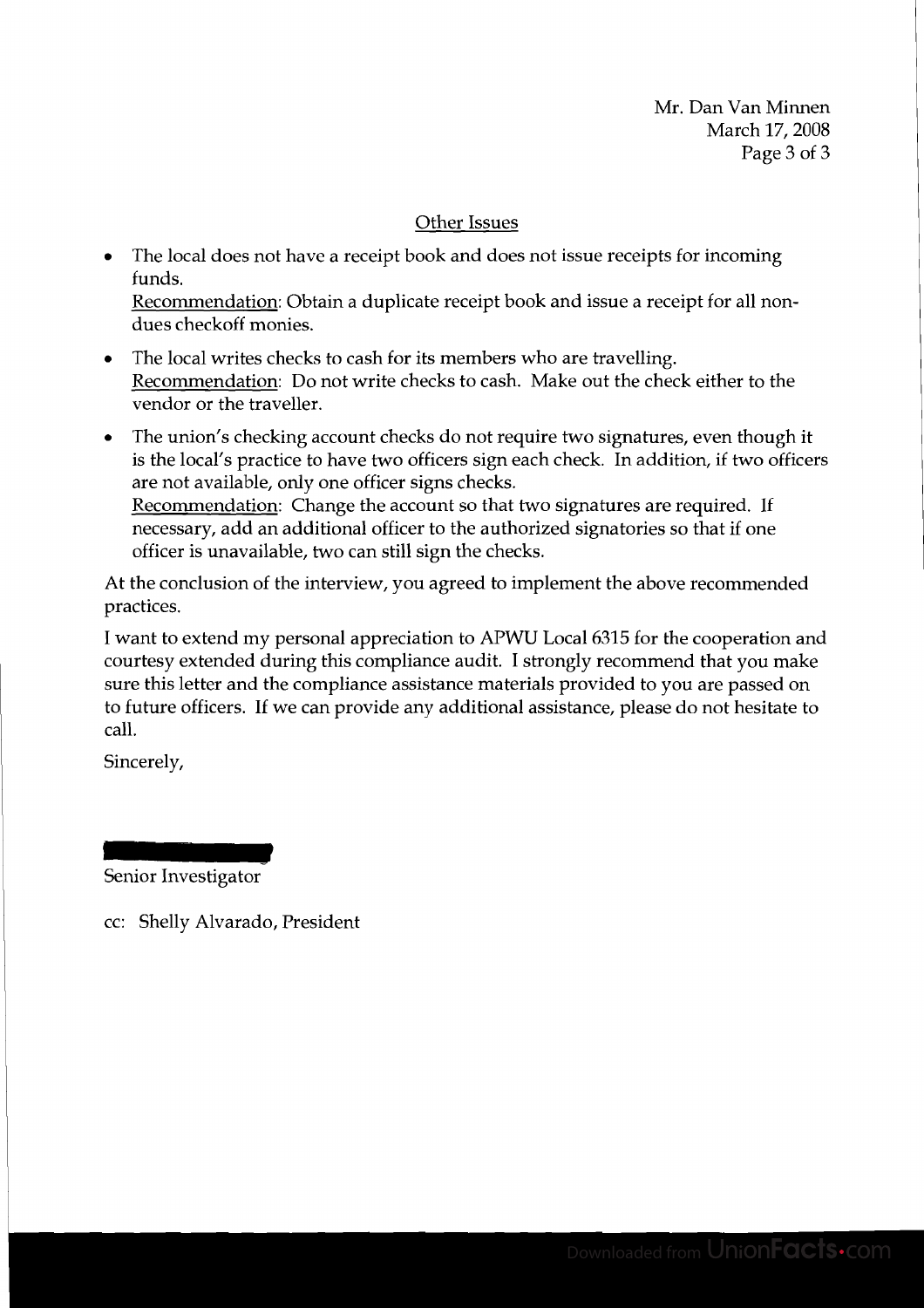## Other Issues

- The local does not have a receipt book and does not issue receipts for incoming funds.
  Recommendation: Obtain a duplicate receipt book and issue a receipt for all non-dues checkoff monies.

- The local writes checks to cash for its members who are travelling.
  Recommendation: Do not write checks to cash. Make out the check either to the vendor or the traveller.

- The union's checking account checks do not require two signatures, even though it is the local's practice to have two officers sign each check. In addition, if two officers are not available, only one officer signs checks.
  Recommendation: Change the account so that two signatures are required. If necessary, add an additional officer to the authorized signatories so that if one officer is unavailable, two can still sign the checks.

At the conclusion of the interview, you agreed to implement the above recommended practices.

I want to extend my personal appreciation to APWU Local 6315 for the cooperation and courtesy extended during this compliance audit. I strongly recommend that you make sure this letter and the compliance assistance materials provided to you are passed on to future officers. If we can provide any additional assistance, please do not hesitate to call.

Sincerely,

Senior Investigator

cc: Shelly Alvarado, President